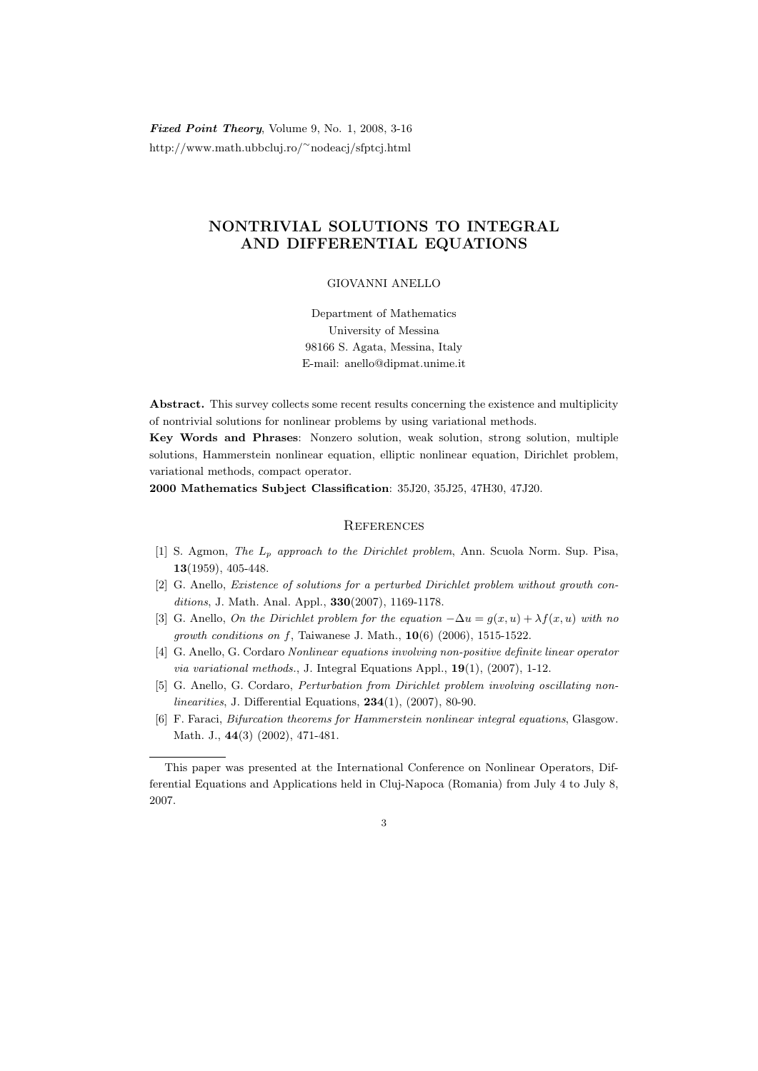# NONTRIVIAL SOLUTIONS TO INTEGRAL AND DIFFERENTIAL EQUATIONS

GIOVANNI ANELLO

Department of Mathematics
University of Messina
98166 S. Agata, Messina, Italy
E-mail: anello@dipmat.unime.it

**Abstract.** This survey collects some recent results concerning the existence and multiplicity of nontrivial solutions for nonlinear problems by using variational methods.

**Key Words and Phrases**: Nonzero solution, weak solution, strong solution, multiple solutions, Hammerstein nonlinear equation, elliptic nonlinear equation, Dirichlet problem, variational methods, compact operator.

**2000 Mathematics Subject Classification**: 35J20, 35J25, 47H30, 47J20.

## References

[1] S. Agmon, *The $L_p$ approach to the Dirichlet problem*, Ann. Scuola Norm. Sup. Pisa, **13**(1959), 405-448.

[2] G. Anello, *Existence of solutions for a perturbed Dirichlet problem without growth conditions*, J. Math. Anal. Appl., **330**(2007), 1169-1178.

[3] G. Anello, *On the Dirichlet problem for the equation $-\Delta u = g(x, u) + \lambda f(x, u)$ with no growth conditions on $f$*, Taiwanese J. Math., **10**(6) (2006), 1515-1522.

[4] G. Anello, G. Cordaro *Nonlinear equations involving non-positive definite linear operator via variational methods.*, J. Integral Equations Appl., **19**(1), (2007), 1-12.

[5] G. Anello, G. Cordaro, *Perturbation from Dirichlet problem involving oscillating nonlinearities*, J. Differential Equations, **234**(1), (2007), 80-90.

[6] F. Faraci, *Bifurcation theorems for Hammerstein nonlinear integral equations*, Glasgow. Math. J., **44**(3) (2002), 471-481.

---

This paper was presented at the International Conference on Nonlinear Operators, Differential Equations and Applications held in Cluj-Napoca (Romania) from July 4 to July 8, 2007.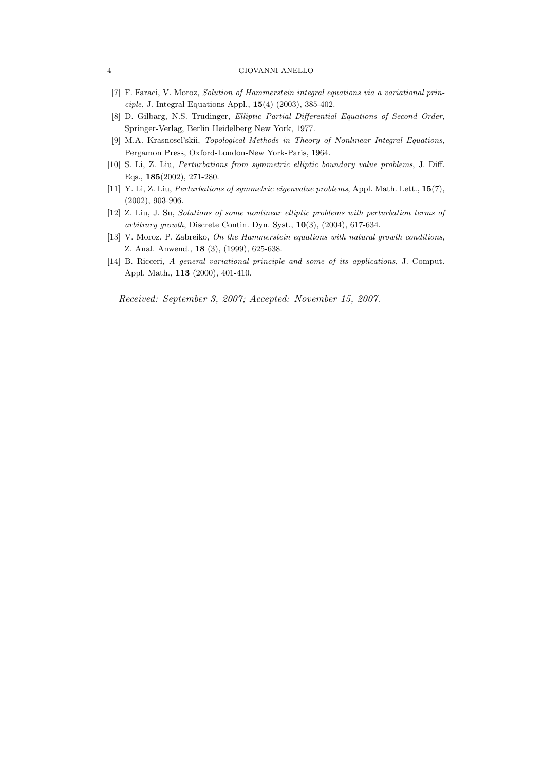[7] F. Faraci, V. Moroz, *Solution of Hammerstein integral equations via a variational principle*, J. Integral Equations Appl., **15**(4) (2003), 385-402.

[8] D. Gilbarg, N.S. Trudinger, *Elliptic Partial Differential Equations of Second Order*, Springer-Verlag, Berlin Heidelberg New York, 1977.

[9] M.A. Krasnosel'skii, *Topological Methods in Theory of Nonlinear Integral Equations*, Pergamon Press, Oxford-London-New York-Paris, 1964.

[10] S. Li, Z. Liu, *Perturbations from symmetric elliptic boundary value problems*, J. Diff. Eqs., **185**(2002), 271-280.

[11] Y. Li, Z. Liu, *Perturbations of symmetric eigenvalue problems*, Appl. Math. Lett., **15**(7), (2002), 903-906.

[12] Z. Liu, J. Su, *Solutions of some nonlinear elliptic problems with perturbation terms of arbitrary growth*, Discrete Contin. Dyn. Syst., **10**(3), (2004), 617-634.

[13] V. Moroz. P. Zabreiko, *On the Hammerstein equations with natural growth conditions*, Z. Anal. Anwend., **18** (3), (1999), 625-638.

[14] B. Ricceri, *A general variational principle and some of its applications*, J. Comput. Appl. Math., **113** (2000), 401-410.

*Received: September 3, 2007; Accepted: November 15, 2007.*